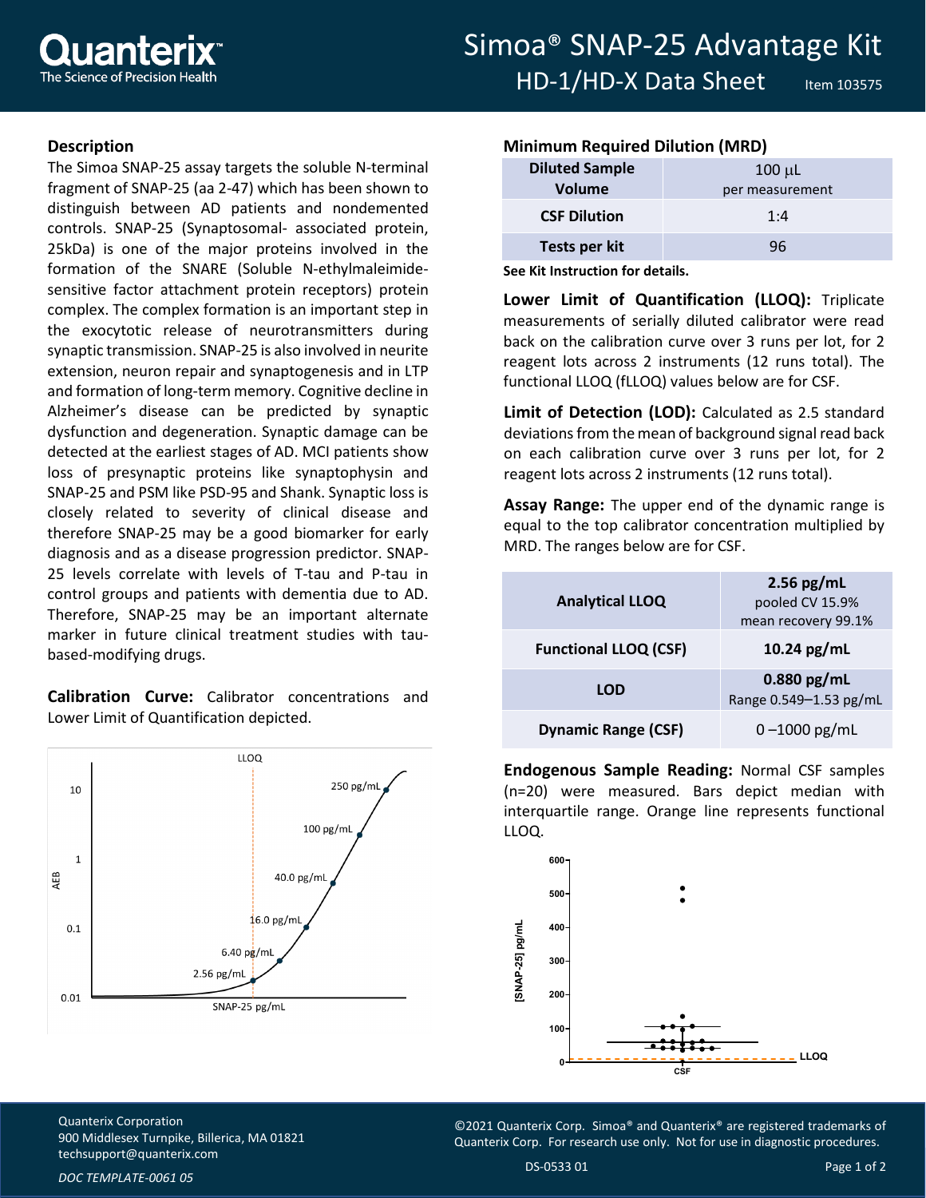# Simoa® SNAP-25 Advantage Kit

## HD-1/HD-X Data Sheet

Item 103575

### Description

The Simoa SNAP-25 assay targets the soluble N-terminal fragment of SNAP-25 (aa 2-47) which has been shown to distinguish between AD patients and nondemented controls. SNAP-25 (Synaptosomal- associated protein, 25kDa) is one of the major proteins involved in the formation of the SNARE (Soluble N-ethylmaleimide-sensitive factor attachment protein receptors) protein complex. The complex formation is an important step in the exocytotic release of neurotransmitters during synaptic transmission. SNAP-25 is also involved in neurite extension, neuron repair and synaptogenesis and in LTP and formation of long-term memory. Cognitive decline in Alzheimer's disease can be predicted by synaptic dysfunction and degeneration. Synaptic damage can be detected at the earliest stages of AD. MCI patients show loss of presynaptic proteins like synaptophysin and SNAP-25 and PSM like PSD-95 and Shank. Synaptic loss is closely related to severity of clinical disease and therefore SNAP-25 may be a good biomarker for early diagnosis and as a disease progression predictor. SNAP-25 levels correlate with levels of T-tau and P-tau in control groups and patients with dementia due to AD. Therefore, SNAP-25 may be an important alternate marker in future clinical treatment studies with tau-based-modifying drugs.

**Calibration Curve:** Calibrator concentrations and Lower Limit of Quantification depicted.

### Minimum Required Dilution (MRD)

| | |
|---|---|
| **Diluted Sample Volume** | 100 µL per measurement |
| **CSF Dilution** | 1:4 |
| **Tests per kit** | 96 |

**See Kit Instruction for details.**

**Lower Limit of Quantification (LLOQ):** Triplicate measurements of serially diluted calibrator were read back on the calibration curve over 3 runs per lot, for 2 reagent lots across 2 instruments (12 runs total). The functional LLOQ (fLLOQ) values below are for CSF.

**Limit of Detection (LOD):** Calculated as 2.5 standard deviations from the mean of background signal read back on each calibration curve over 3 runs per lot, for 2 reagent lots across 2 instruments (12 runs total).

**Assay Range:** The upper end of the dynamic range is equal to the top calibrator concentration multiplied by MRD. The ranges below are for CSF.

| | |
|---|---|
| **Analytical LLOQ** | **2.56 pg/mL** pooled CV 15.9% mean recovery 99.1% |
| **Functional LLOQ (CSF)** | **10.24 pg/mL** |
| **LOD** | **0.880 pg/mL** Range 0.549–1.53 pg/mL |
| **Dynamic Range (CSF)** | 0 –1000 pg/mL |

**Endogenous Sample Reading:** Normal CSF samples (n=20) were measured. Bars depict median with interquartile range. Orange line represents functional LLOQ.

Quanterix Corporation
900 Middlesex Turnpike, Billerica, MA 01821
techsupport@quanterix.com

©2021 Quanterix Corp. Simoa® and Quanterix® are registered trademarks of Quanterix Corp. For research use only. Not for use in diagnostic procedures.

DS-0533 01

*DOC TEMPLATE-0061 05*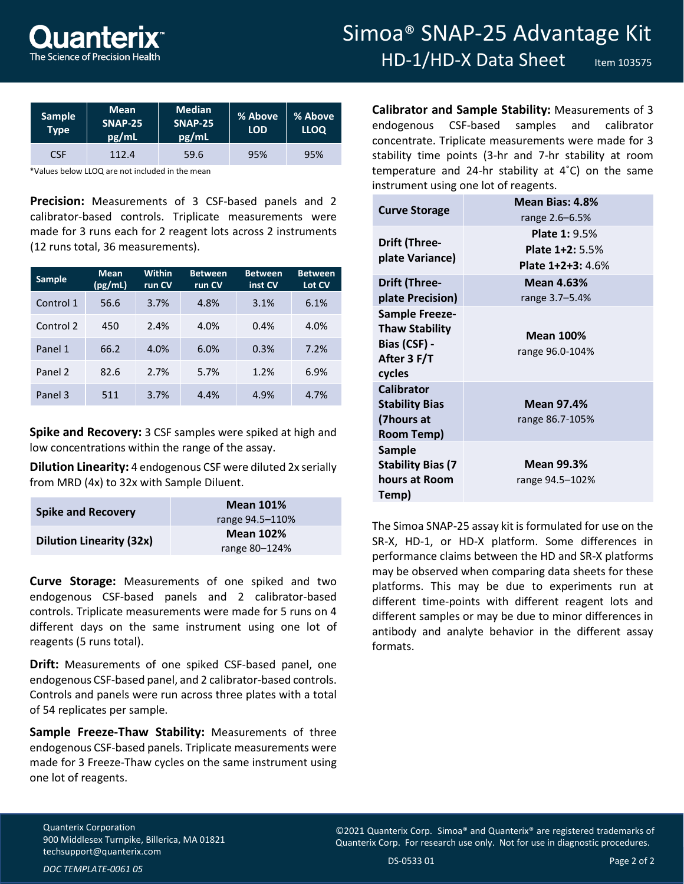| Sample Type | Mean SNAP-25 pg/mL | Median SNAP-25 pg/mL | % Above LOD | % Above LLOQ |
|---|---|---|---|---|
| CSF | 112.4 | 59.6 | 95% | 95% |

*Values below LLOQ are not included in the mean

**Precision:** Measurements of 3 CSF-based panels and 2 calibrator-based controls. Triplicate measurements were made for 3 runs each for 2 reagent lots across 2 instruments (12 runs total, 36 measurements).

| Sample | Mean (pg/mL) | Within run CV | Between run CV | Between inst CV | Between Lot CV |
|---|---|---|---|---|---|
| Control 1 | 56.6 | 3.7% | 4.8% | 3.1% | 6.1% |
| Control 2 | 450 | 2.4% | 4.0% | 0.4% | 4.0% |
| Panel 1 | 66.2 | 4.0% | 6.0% | 0.3% | 7.2% |
| Panel 2 | 82.6 | 2.7% | 5.7% | 1.2% | 6.9% |
| Panel 3 | 511 | 3.7% | 4.4% | 4.9% | 4.7% |

**Spike and Recovery:** 3 CSF samples were spiked at high and low concentrations within the range of the assay.

**Dilution Linearity:** 4 endogenous CSF were diluted 2x serially from MRD (4x) to 32x with Sample Diluent.

| | |
|---|---|
| **Spike and Recovery** | **Mean 101%** range 94.5–110% |
| **Dilution Linearity (32x)** | **Mean 102%** range 80–124% |

**Curve Storage:** Measurements of one spiked and two endogenous CSF-based panels and 2 calibrator-based controls. Triplicate measurements were made for 5 runs on 4 different days on the same instrument using one lot of reagents (5 runs total).

**Drift:** Measurements of one spiked CSF-based panel, one endogenous CSF-based panel, and 2 calibrator-based controls. Controls and panels were run across three plates with a total of 54 replicates per sample.

**Sample Freeze-Thaw Stability:** Measurements of three endogenous CSF-based panels. Triplicate measurements were made for 3 Freeze-Thaw cycles on the same instrument using one lot of reagents.

**Calibrator and Sample Stability:** Measurements of 3 endogenous CSF-based samples and calibrator concentrate. Triplicate measurements were made for 3 stability time points (3-hr and 7-hr stability at room temperature and 24-hr stability at 4˚C) on the same instrument using one lot of reagents.

| | |
|---|---|
| **Curve Storage** | **Mean Bias: 4.8%** range 2.6–6.5% |
| **Drift (Three-plate Variance)** | **Plate 1:** 9.5% **Plate 1+2:** 5.5% **Plate 1+2+3:** 4.6% |
| **Drift (Three-plate Precision)** | **Mean 4.63%** range 3.7–5.4% |
| **Sample Freeze-Thaw Stability Bias (CSF) - After 3 F/T cycles** | **Mean 100%** range 96.0-104% |
| **Calibrator Stability Bias (7hours at Room Temp)** | **Mean 97.4%** range 86.7-105% |
| **Sample Stability Bias (7 hours at Room Temp)** | **Mean 99.3%** range 94.5–102% |

The Simoa SNAP-25 assay kit is formulated for use on the SR-X, HD-1, or HD-X platform. Some differences in performance claims between the HD and SR-X platforms may be observed when comparing data sheets for these platforms. This may be due to experiments run at different time-points with different reagent lots and different samples or may be due to minor differences in antibody and analyte behavior in the different assay formats.